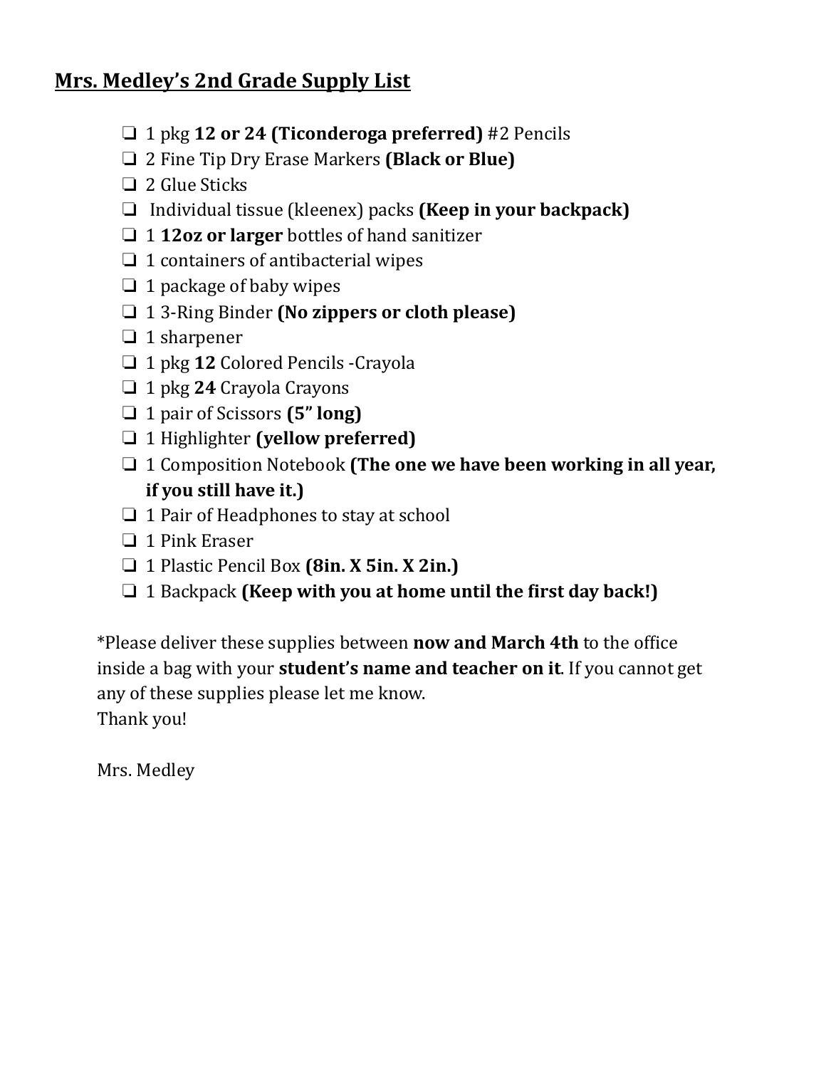## Mrs. Medley's 2nd Grade Supply List

- [ ] 1 pkg **12 or 24 (Ticonderoga preferred)** #2 Pencils
- [ ] 2 Fine Tip Dry Erase Markers **(Black or Blue)**
- [ ] 2 Glue Sticks
- [ ] Individual tissue (kleenex) packs **(Keep in your backpack)**
- [ ] 1 **12oz or larger** bottles of hand sanitizer
- [ ] 1 containers of antibacterial wipes
- [ ] 1 package of baby wipes
- [ ] 1 3-Ring Binder **(No zippers or cloth please)**
- [ ] 1 sharpener
- [ ] 1 pkg **12** Colored Pencils -Crayola
- [ ] 1 pkg **24** Crayola Crayons
- [ ] 1 pair of Scissors **(5" long)**
- [ ] 1 Highlighter **(yellow preferred)**
- [ ] 1 Composition Notebook **(The one we have been working in all year, if you still have it.)**
- [ ] 1 Pair of Headphones to stay at school
- [ ] 1 Pink Eraser
- [ ] 1 Plastic Pencil Box **(8in. X 5in. X 2in.)**
- [ ] 1 Backpack **(Keep with you at home until the first day back!)**

*Please deliver these supplies between **now and March 4th** to the office inside a bag with your **student's name and teacher on it**. If you cannot get any of these supplies please let me know.
Thank you!

Mrs. Medley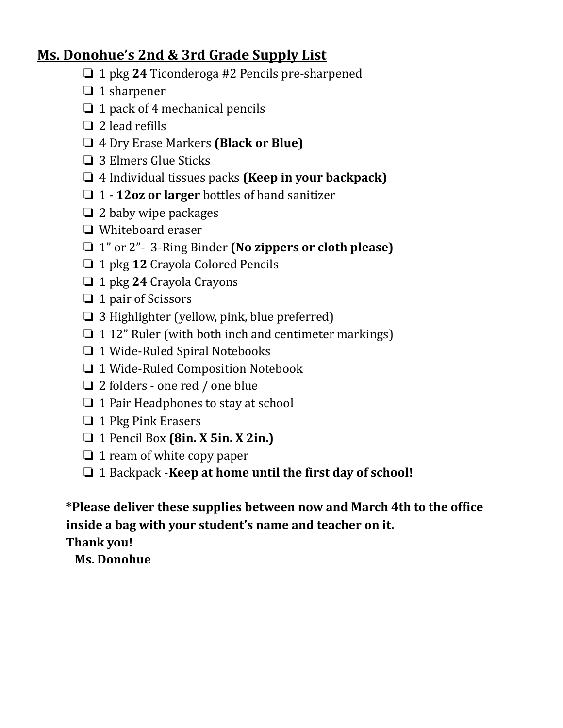## Ms. Donohue's 2nd & 3rd Grade Supply List

- [ ] 1 pkg **24** Ticonderoga #2 Pencils pre-sharpened
- [ ] 1 sharpener
- [ ] 1 pack of 4 mechanical pencils
- [ ] 2 lead refills
- [ ] 4 Dry Erase Markers **(Black or Blue)**
- [ ] 3 Elmers Glue Sticks
- [ ] 4 Individual tissues packs **(Keep in your backpack)**
- [ ] 1 - **12oz or larger** bottles of hand sanitizer
- [ ] 2 baby wipe packages
- [ ] Whiteboard eraser
- [ ] 1" or 2"- 3-Ring Binder **(No zippers or cloth please)**
- [ ] 1 pkg **12** Crayola Colored Pencils
- [ ] 1 pkg **24** Crayola Crayons
- [ ] 1 pair of Scissors
- [ ] 3 Highlighter (yellow, pink, blue preferred)
- [ ] 1 12" Ruler (with both inch and centimeter markings)
- [ ] 1 Wide-Ruled Spiral Notebooks
- [ ] 1 Wide-Ruled Composition Notebook
- [ ] 2 folders - one red / one blue
- [ ] 1 Pair Headphones to stay at school
- [ ] 1 Pkg Pink Erasers
- [ ] 1 Pencil Box **(8in. X 5in. X 2in.)**
- [ ] 1 ream of white copy paper
- [ ] 1 Backpack -**Keep at home until the first day of school!**

**\*Please deliver these supplies between now and March 4th to the office inside a bag with your student's name and teacher on it.**
**Thank you!**
**Ms. Donohue**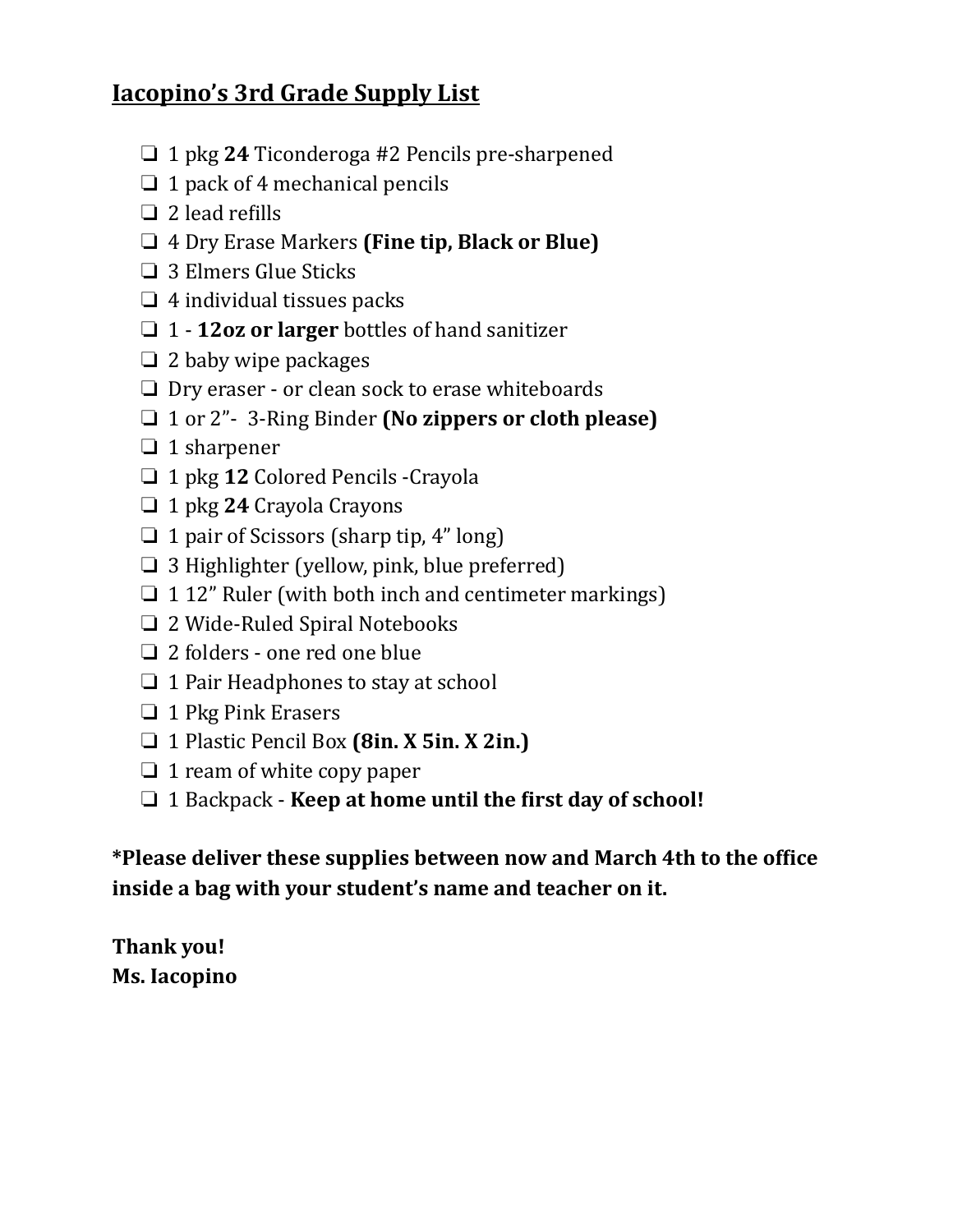## Iacopino's 3rd Grade Supply List

- ❏ 1 pkg **24** Ticonderoga #2 Pencils pre-sharpened
- ❏ 1 pack of 4 mechanical pencils
- ❏ 2 lead refills
- ❏ 4 Dry Erase Markers **(Fine tip, Black or Blue)**
- ❏ 3 Elmers Glue Sticks
- ❏ 4 individual tissues packs
- ❏ 1 - **12oz or larger** bottles of hand sanitizer
- ❏ 2 baby wipe packages
- ❏ Dry eraser - or clean sock to erase whiteboards
- ❏ 1 or 2"- 3-Ring Binder **(No zippers or cloth please)**
- ❏ 1 sharpener
- ❏ 1 pkg **12** Colored Pencils -Crayola
- ❏ 1 pkg **24** Crayola Crayons
- ❏ 1 pair of Scissors (sharp tip, 4" long)
- ❏ 3 Highlighter (yellow, pink, blue preferred)
- ❏ 1 12" Ruler (with both inch and centimeter markings)
- ❏ 2 Wide-Ruled Spiral Notebooks
- ❏ 2 folders - one red one blue
- ❏ 1 Pair Headphones to stay at school
- ❏ 1 Pkg Pink Erasers
- ❏ 1 Plastic Pencil Box **(8in. X 5in. X 2in.)**
- ❏ 1 ream of white copy paper
- ❏ 1 Backpack - **Keep at home until the first day of school!**

**\*Please deliver these supplies between now and March 4th to the office inside a bag with your student's name and teacher on it.**

**Thank you!**
**Ms. Iacopino**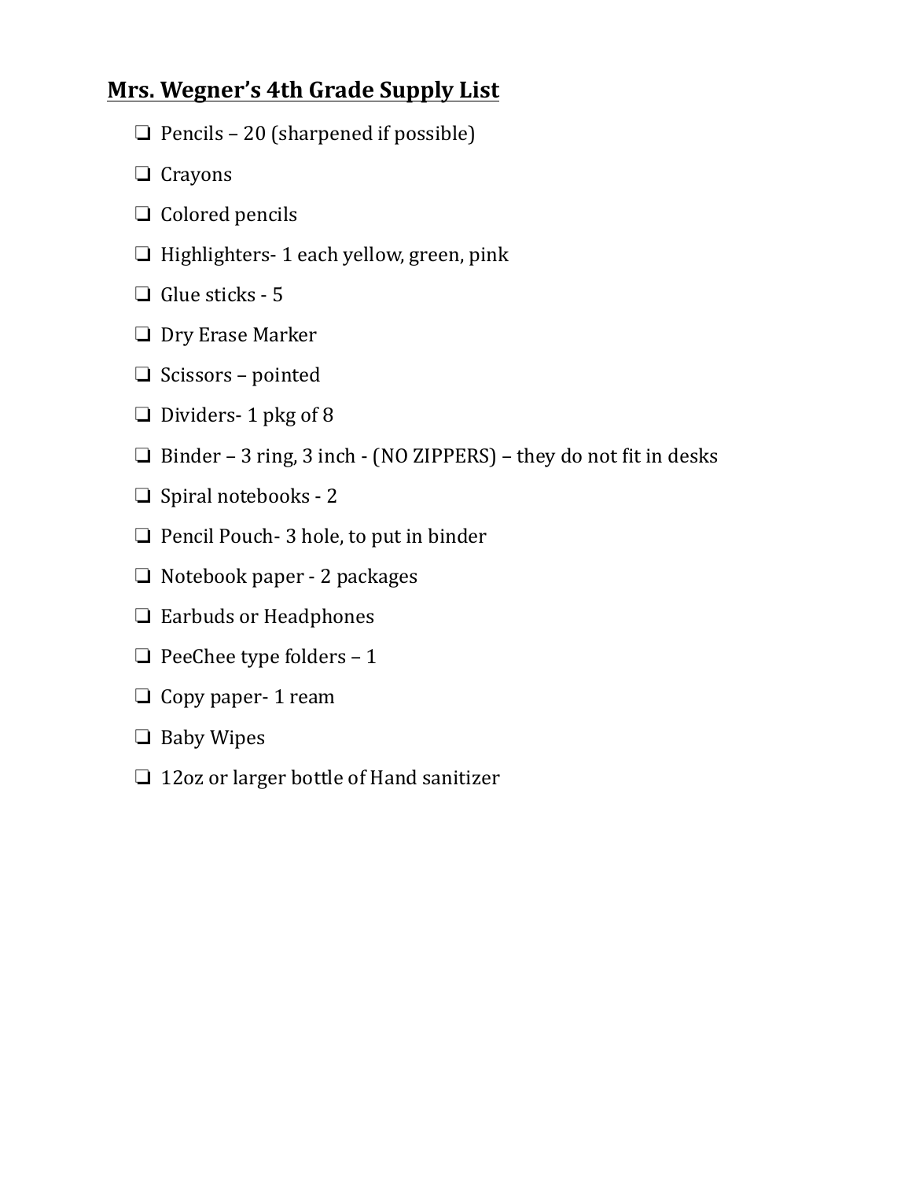## Mrs. Wegner's 4th Grade Supply List

- ❏ Pencils – 20 (sharpened if possible)
- ❏ Crayons
- ❏ Colored pencils
- ❏ Highlighters- 1 each yellow, green, pink
- ❏ Glue sticks - 5
- ❏ Dry Erase Marker
- ❏ Scissors – pointed
- ❏ Dividers- 1 pkg of 8
- ❏ Binder – 3 ring, 3 inch - (NO ZIPPERS) – they do not fit in desks
- ❏ Spiral notebooks - 2
- ❏ Pencil Pouch- 3 hole, to put in binder
- ❏ Notebook paper - 2 packages
- ❏ Earbuds or Headphones
- ❏ PeeChee type folders – 1
- ❏ Copy paper- 1 ream
- ❏ Baby Wipes
- ❏ 12oz or larger bottle of Hand sanitizer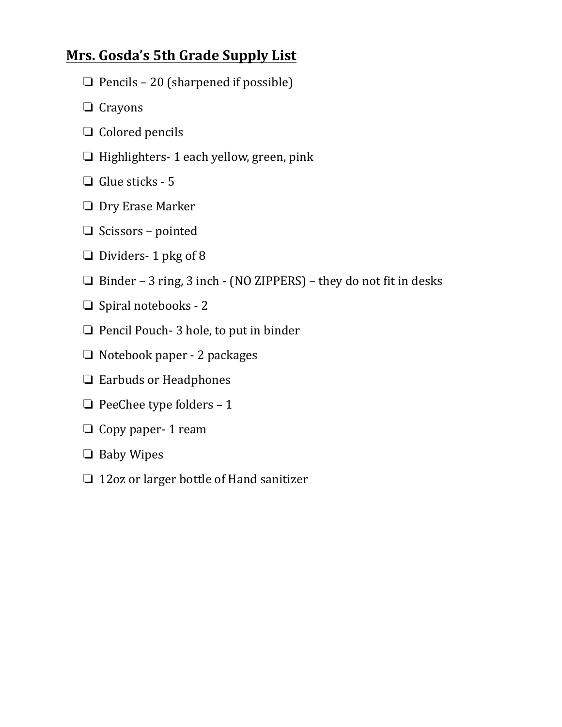## Mrs. Gosda's 5th Grade Supply List

- [ ] Pencils – 20 (sharpened if possible)
- [ ] Crayons
- [ ] Colored pencils
- [ ] Highlighters- 1 each yellow, green, pink
- [ ] Glue sticks - 5
- [ ] Dry Erase Marker
- [ ] Scissors – pointed
- [ ] Dividers- 1 pkg of 8
- [ ] Binder – 3 ring, 3 inch - (NO ZIPPERS) – they do not fit in desks
- [ ] Spiral notebooks - 2
- [ ] Pencil Pouch- 3 hole, to put in binder
- [ ] Notebook paper - 2 packages
- [ ] Earbuds or Headphones
- [ ] PeeChee type folders – 1
- [ ] Copy paper- 1 ream
- [ ] Baby Wipes
- [ ] 12oz or larger bottle of Hand sanitizer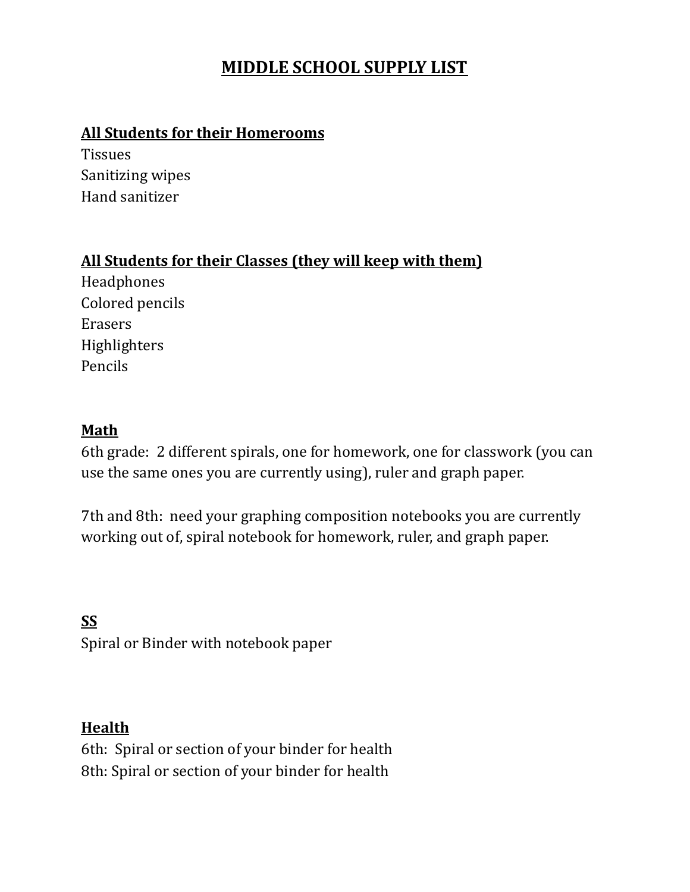# MIDDLE SCHOOL SUPPLY LIST

**All Students for their Homerooms**

Tissues
Sanitizing wipes
Hand sanitizer

**All Students for their Classes (they will keep with them)**

Headphones
Colored pencils
Erasers
Highlighters
Pencils

**Math**

6th grade: 2 different spirals, one for homework, one for classwork (you can use the same ones you are currently using), ruler and graph paper.

7th and 8th: need your graphing composition notebooks you are currently working out of, spiral notebook for homework, ruler, and graph paper.

**SS**

Spiral or Binder with notebook paper

**Health**

6th: Spiral or section of your binder for health
8th: Spiral or section of your binder for health